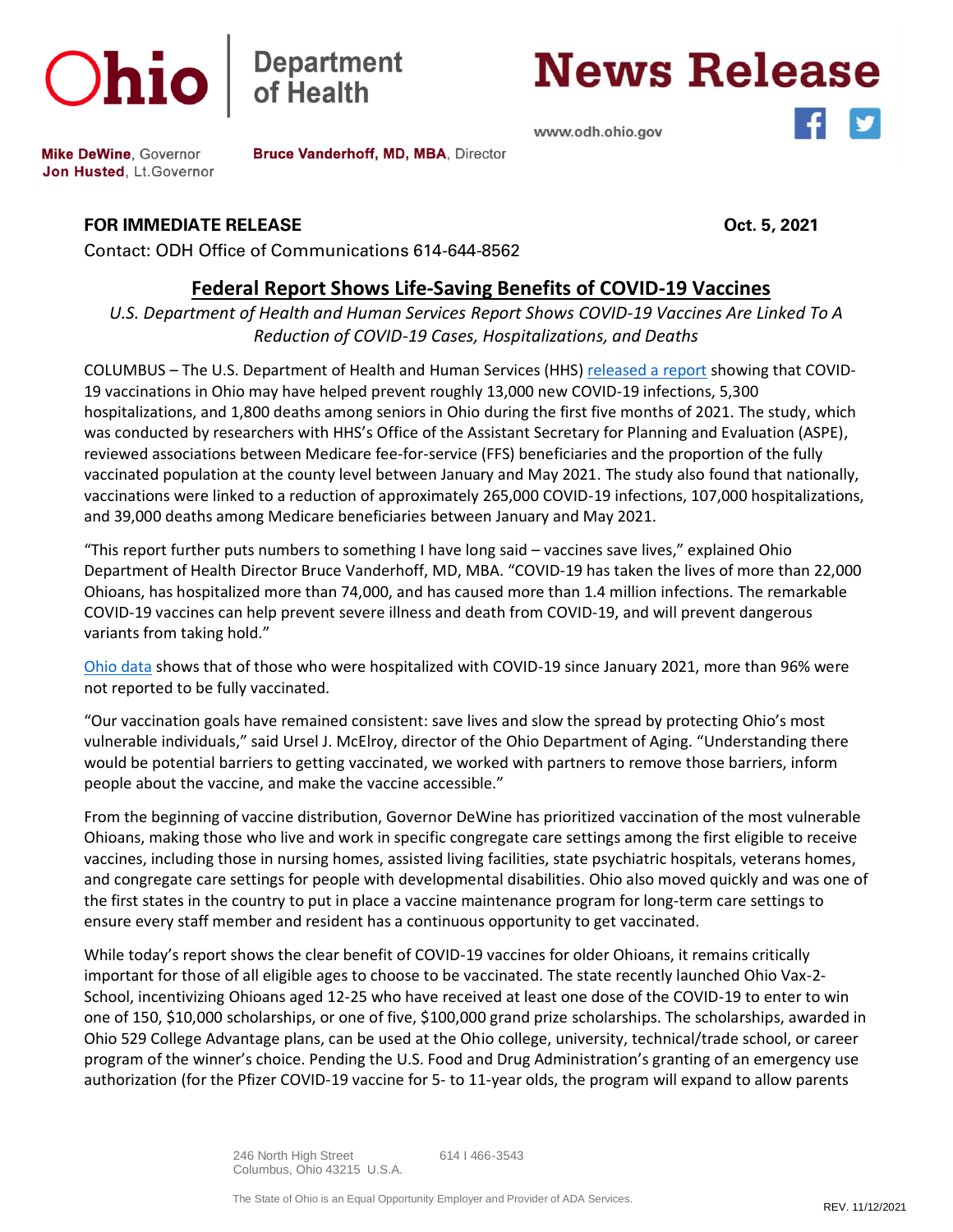# News Release

Ohio Department of Health

www.odh.ohio.gov

**Mike DeWine**, Governor
**Jon Husted**, Lt.Governor

**Bruce Vanderhoff, MD, MBA**, Director

**FOR IMMEDIATE RELEASE** **Oct. 5, 2021**

Contact: ODH Office of Communications 614-644-8562

## Federal Report Shows Life-Saving Benefits of COVID-19 Vaccines

*U.S. Department of Health and Human Services Report Shows COVID-19 Vaccines Are Linked To A Reduction of COVID-19 Cases, Hospitalizations, and Deaths*

COLUMBUS – The U.S. Department of Health and Human Services (HHS) released a report showing that COVID-19 vaccinations in Ohio may have helped prevent roughly 13,000 new COVID-19 infections, 5,300 hospitalizations, and 1,800 deaths among seniors in Ohio during the first five months of 2021. The study, which was conducted by researchers with HHS's Office of the Assistant Secretary for Planning and Evaluation (ASPE), reviewed associations between Medicare fee-for-service (FFS) beneficiaries and the proportion of the fully vaccinated population at the county level between January and May 2021. The study also found that nationally, vaccinations were linked to a reduction of approximately 265,000 COVID-19 infections, 107,000 hospitalizations, and 39,000 deaths among Medicare beneficiaries between January and May 2021.

"This report further puts numbers to something I have long said – vaccines save lives," explained Ohio Department of Health Director Bruce Vanderhoff, MD, MBA. "COVID-19 has taken the lives of more than 22,000 Ohioans, has hospitalized more than 74,000, and has caused more than 1.4 million infections. The remarkable COVID-19 vaccines can help prevent severe illness and death from COVID-19, and will prevent dangerous variants from taking hold."

Ohio data shows that of those who were hospitalized with COVID-19 since January 2021, more than 96% were not reported to be fully vaccinated.

"Our vaccination goals have remained consistent: save lives and slow the spread by protecting Ohio's most vulnerable individuals," said Ursel J. McElroy, director of the Ohio Department of Aging. "Understanding there would be potential barriers to getting vaccinated, we worked with partners to remove those barriers, inform people about the vaccine, and make the vaccine accessible."

From the beginning of vaccine distribution, Governor DeWine has prioritized vaccination of the most vulnerable Ohioans, making those who live and work in specific congregate care settings among the first eligible to receive vaccines, including those in nursing homes, assisted living facilities, state psychiatric hospitals, veterans homes, and congregate care settings for people with developmental disabilities. Ohio also moved quickly and was one of the first states in the country to put in place a vaccine maintenance program for long-term care settings to ensure every staff member and resident has a continuous opportunity to get vaccinated.

While today's report shows the clear benefit of COVID-19 vaccines for older Ohioans, it remains critically important for those of all eligible ages to choose to be vaccinated. The state recently launched Ohio Vax-2-School, incentivizing Ohioans aged 12-25 who have received at least one dose of the COVID-19 to enter to win one of 150, $10,000 scholarships, or one of five, $100,000 grand prize scholarships. The scholarships, awarded in Ohio 529 College Advantage plans, can be used at the Ohio college, university, technical/trade school, or career program of the winner's choice. Pending the U.S. Food and Drug Administration's granting of an emergency use authorization (for the Pfizer COVID-19 vaccine for 5- to 11-year olds, the program will expand to allow parents

246 North High Street
Columbus, Ohio 43215 U.S.A.

614 I 466-3543

The State of Ohio is an Equal Opportunity Employer and Provider of ADA Services.

REV. 11/12/2021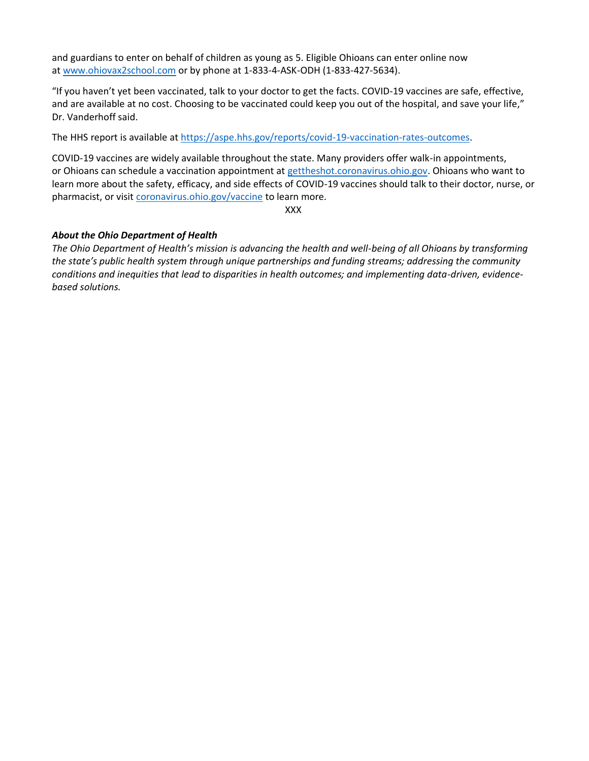and guardians to enter on behalf of children as young as 5. Eligible Ohioans can enter online now at [www.ohiovax2school.com](http://www.ohiovax2school.com) or by phone at 1-833-4-ASK-ODH (1-833-427-5634).

"If you haven't yet been vaccinated, talk to your doctor to get the facts. COVID-19 vaccines are safe, effective, and are available at no cost. Choosing to be vaccinated could keep you out of the hospital, and save your life," Dr. Vanderhoff said.

The HHS report is available at [https://aspe.hhs.gov/reports/covid-19-vaccination-rates-outcomes](https://aspe.hhs.gov/reports/covid-19-vaccination-rates-outcomes).

COVID-19 vaccines are widely available throughout the state. Many providers offer walk-in appointments, or Ohioans can schedule a vaccination appointment at [gettheshot.coronavirus.ohio.gov](https://gettheshot.coronavirus.ohio.gov). Ohioans who want to learn more about the safety, efficacy, and side effects of COVID-19 vaccines should talk to their doctor, nurse, or pharmacist, or visit [coronavirus.ohio.gov/vaccine](https://coronavirus.ohio.gov/vaccine) to learn more.

XXX

***About the Ohio Department of Health***

*The Ohio Department of Health's mission is advancing the health and well-being of all Ohioans by transforming the state's public health system through unique partnerships and funding streams; addressing the community conditions and inequities that lead to disparities in health outcomes; and implementing data-driven, evidence-based solutions.*